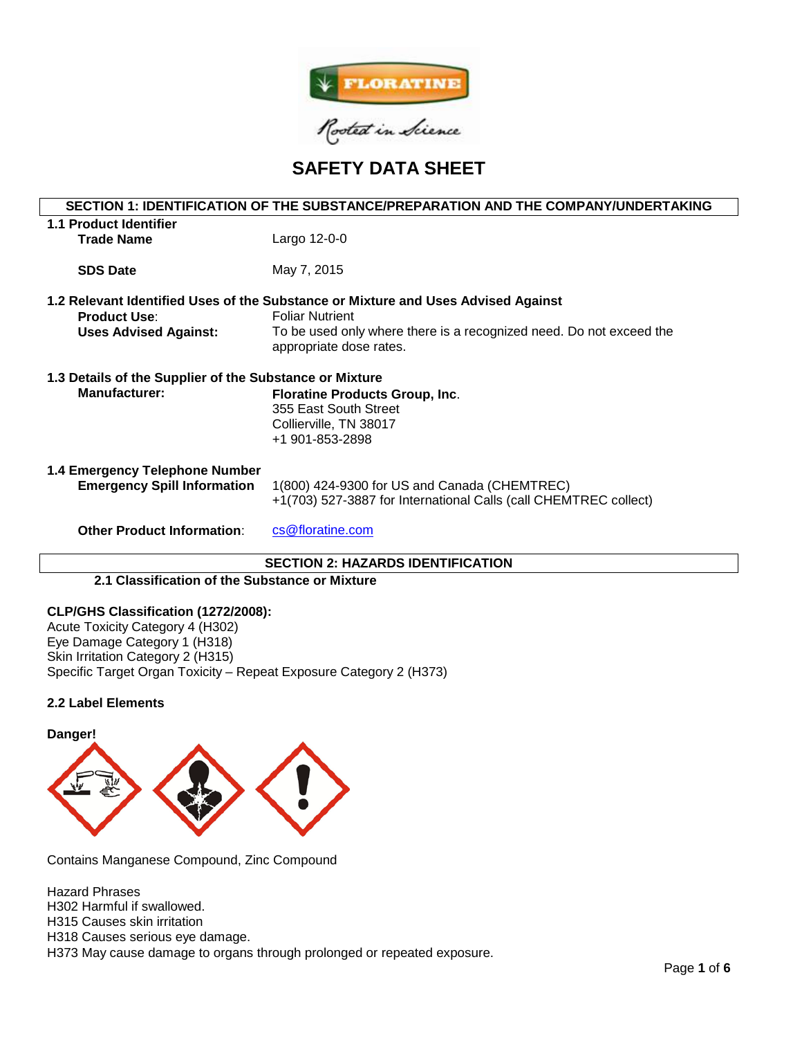# SAFETY DATA SHEET

## SECTION 1: IDENTIFICATION OF THE SUBSTANCE/PREPARATION AND THE COMPANY/UNDERTAKING

### 1.1 Product Identifier

**Trade Name** Largo 12-0-0

**SDS Date** May 7, 2015

### 1.2 Relevant Identified Uses of the Substance or Mixture and Uses Advised Against

**Product Use**: Foliar Nutrient

**Uses Advised Against:** To be used only where there is a recognized need. Do not exceed the appropriate dose rates.

### 1.3 Details of the Supplier of the Substance or Mixture

**Manufacturer:**
**Floratine Products Group, Inc**.
355 East South Street
Collierville, TN 38017
+1 901-853-2898

### 1.4 Emergency Telephone Number

**Emergency Spill Information**
1(800) 424-9300 for US and Canada (CHEMTREC)
+1(703) 527-3887 for International Calls (call CHEMTREC collect)

**Other Product Information**: cs@floratine.com

## SECTION 2: HAZARDS IDENTIFICATION

### 2.1 Classification of the Substance or Mixture

**CLP/GHS Classification (1272/2008):**
Acute Toxicity Category 4 (H302)
Eye Damage Category 1 (H318)
Skin Irritation Category 2 (H315)
Specific Target Organ Toxicity – Repeat Exposure Category 2 (H373)

### 2.2 Label Elements

**Danger!**

Contains Manganese Compound, Zinc Compound

Hazard Phrases
H302 Harmful if swallowed.
H315 Causes skin irritation
H318 Causes serious eye damage.
H373 May cause damage to organs through prolonged or repeated exposure.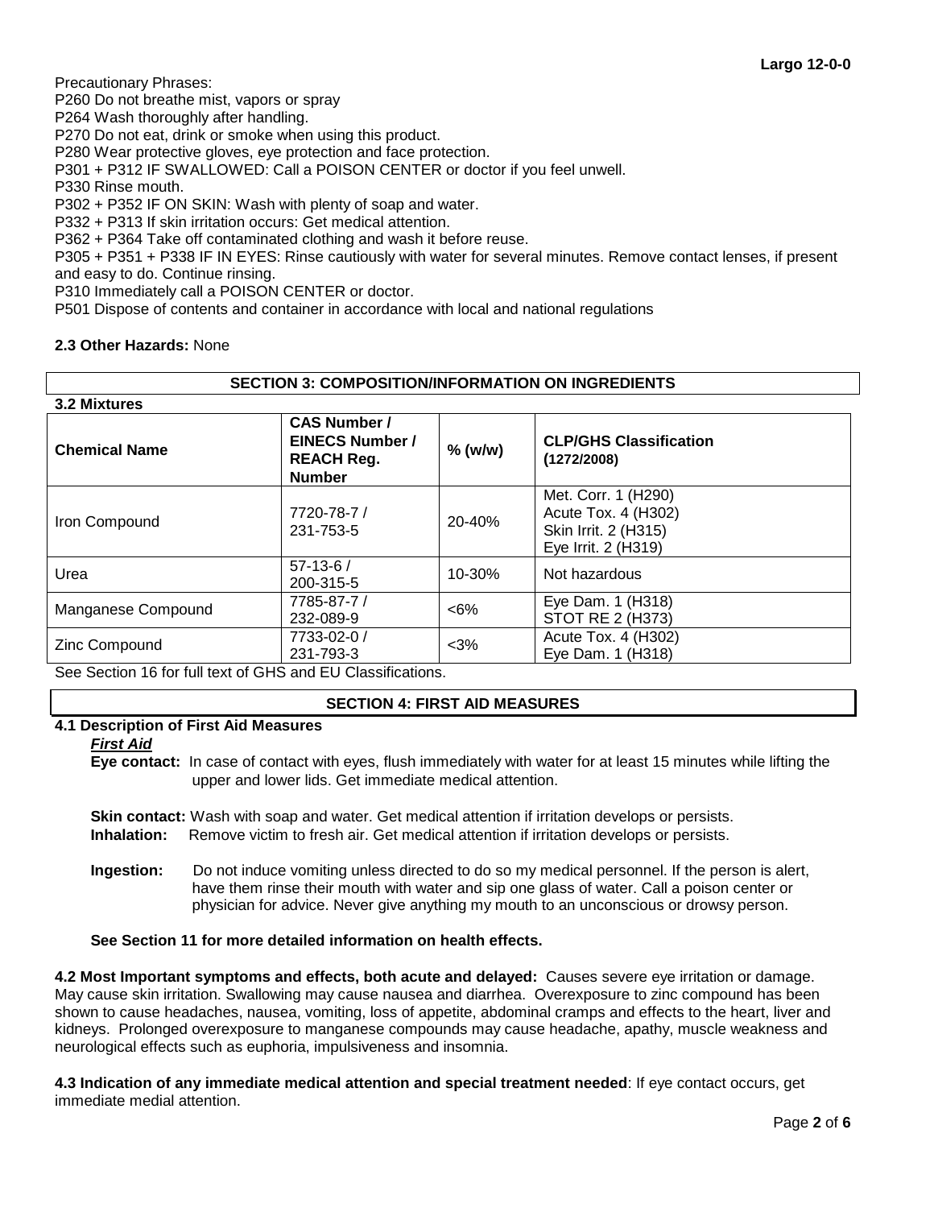Precautionary Phrases:
P260 Do not breathe mist, vapors or spray
P264 Wash thoroughly after handling.
P270 Do not eat, drink or smoke when using this product.
P280 Wear protective gloves, eye protection and face protection.
P301 + P312 IF SWALLOWED: Call a POISON CENTER or doctor if you feel unwell.
P330 Rinse mouth.
P302 + P352 IF ON SKIN: Wash with plenty of soap and water.
P332 + P313 If skin irritation occurs: Get medical attention.
P362 + P364 Take off contaminated clothing and wash it before reuse.
P305 + P351 + P338 IF IN EYES: Rinse cautiously with water for several minutes. Remove contact lenses, if present and easy to do. Continue rinsing.
P310 Immediately call a POISON CENTER or doctor.
P501 Dispose of contents and container in accordance with local and national regulations

**2.3 Other Hazards:** None

## SECTION 3: COMPOSITION/INFORMATION ON INGREDIENTS

**3.2 Mixtures**

| Chemical Name | CAS Number / EINECS Number / REACH Reg. Number | % (w/w) | CLP/GHS Classification (1272/2008) |
|---|---|---|---|
| Iron Compound | 7720-78-7 / 231-753-5 | 20-40% | Met. Corr. 1 (H290)<br>Acute Tox. 4 (H302)<br>Skin Irrit. 2 (H315)<br>Eye Irrit. 2 (H319) |
| Urea | 57-13-6 / 200-315-5 | 10-30% | Not hazardous |
| Manganese Compound | 7785-87-7 / 232-089-9 | <6% | Eye Dam. 1 (H318)<br>STOT RE 2 (H373) |
| Zinc Compound | 7733-02-0 / 231-793-3 | <3% | Acute Tox. 4 (H302)<br>Eye Dam. 1 (H318) |

See Section 16 for full text of GHS and EU Classifications.

## SECTION 4: FIRST AID MEASURES

**4.1 Description of First Aid Measures**

***First Aid***

**Eye contact:** In case of contact with eyes, flush immediately with water for at least 15 minutes while lifting the upper and lower lids. Get immediate medical attention.

**Skin contact:** Wash with soap and water. Get medical attention if irritation develops or persists.
**Inhalation:** Remove victim to fresh air. Get medical attention if irritation develops or persists.

**Ingestion:** Do not induce vomiting unless directed to do so my medical personnel. If the person is alert, have them rinse their mouth with water and sip one glass of water. Call a poison center or physician for advice. Never give anything my mouth to an unconscious or drowsy person.

**See Section 11 for more detailed information on health effects.**

**4.2 Most Important symptoms and effects, both acute and delayed:** Causes severe eye irritation or damage. May cause skin irritation. Swallowing may cause nausea and diarrhea. Overexposure to zinc compound has been shown to cause headaches, nausea, vomiting, loss of appetite, abdominal cramps and effects to the heart, liver and kidneys. Prolonged overexposure to manganese compounds may cause headache, apathy, muscle weakness and neurological effects such as euphoria, impulsiveness and insomnia.

**4.3 Indication of any immediate medical attention and special treatment needed**: If eye contact occurs, get immediate medial attention.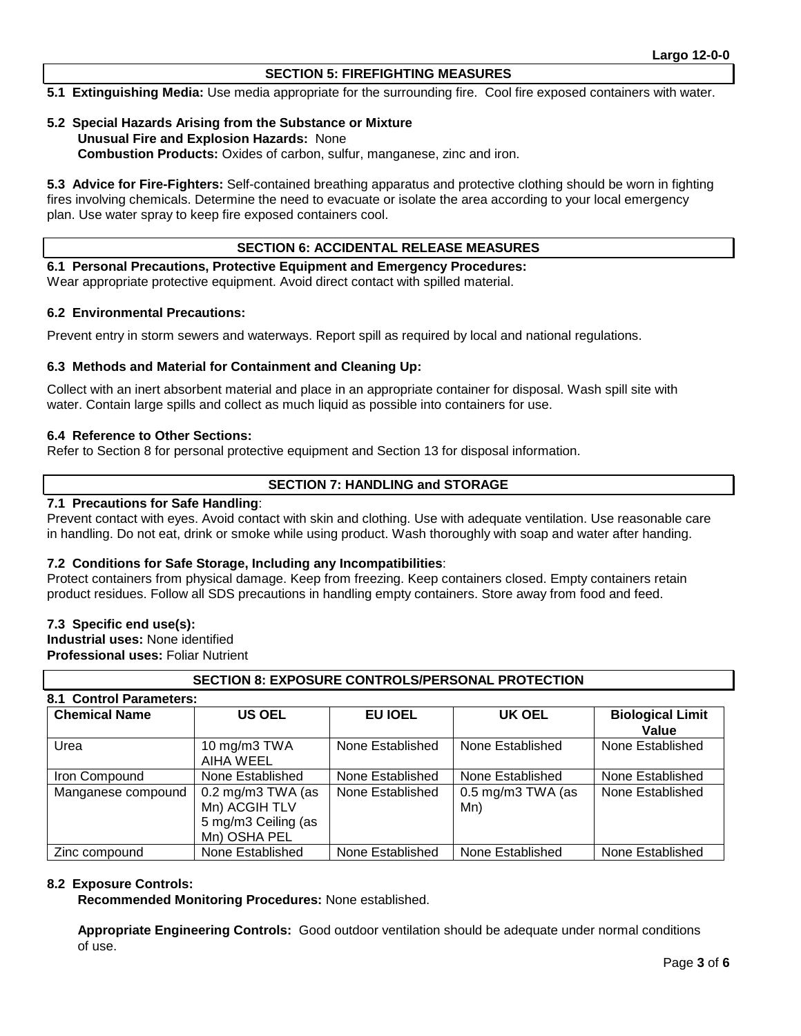## SECTION 5: FIREFIGHTING MEASURES

**5.1 Extinguishing Media:** Use media appropriate for the surrounding fire. Cool fire exposed containers with water.

**5.2 Special Hazards Arising from the Substance or Mixture**

**Unusual Fire and Explosion Hazards:** None

**Combustion Products:** Oxides of carbon, sulfur, manganese, zinc and iron.

**5.3 Advice for Fire-Fighters:** Self-contained breathing apparatus and protective clothing should be worn in fighting fires involving chemicals. Determine the need to evacuate or isolate the area according to your local emergency plan. Use water spray to keep fire exposed containers cool.

## SECTION 6: ACCIDENTAL RELEASE MEASURES

**6.1 Personal Precautions, Protective Equipment and Emergency Procedures:**
Wear appropriate protective equipment. Avoid direct contact with spilled material.

**6.2 Environmental Precautions:**

Prevent entry in storm sewers and waterways. Report spill as required by local and national regulations.

**6.3 Methods and Material for Containment and Cleaning Up:**

Collect with an inert absorbent material and place in an appropriate container for disposal. Wash spill site with water. Contain large spills and collect as much liquid as possible into containers for use.

**6.4 Reference to Other Sections:**
Refer to Section 8 for personal protective equipment and Section 13 for disposal information.

## SECTION 7: HANDLING and STORAGE

**7.1 Precautions for Safe Handling**:
Prevent contact with eyes. Avoid contact with skin and clothing. Use with adequate ventilation. Use reasonable care in handling. Do not eat, drink or smoke while using product. Wash thoroughly with soap and water after handing.

**7.2 Conditions for Safe Storage, Including any Incompatibilities**:
Protect containers from physical damage. Keep from freezing. Keep containers closed. Empty containers retain product residues. Follow all SDS precautions in handling empty containers. Store away from food and feed.

**7.3 Specific end use(s):**
**Industrial uses:** None identified
**Professional uses:** Foliar Nutrient

## SECTION 8: EXPOSURE CONTROLS/PERSONAL PROTECTION

**8.1 Control Parameters:**

| Chemical Name | US OEL | EU IOEL | UK OEL | Biological Limit Value |
|---|---|---|---|---|
| Urea | 10 mg/m3 TWA AIHA WEEL | None Established | None Established | None Established |
| Iron Compound | None Established | None Established | None Established | None Established |
| Manganese compound | 0.2 mg/m3 TWA (as Mn) ACGIH TLV 5 mg/m3 Ceiling (as Mn) OSHA PEL | None Established | 0.5 mg/m3 TWA (as Mn) | None Established |
| Zinc compound | None Established | None Established | None Established | None Established |

**8.2 Exposure Controls:**

**Recommended Monitoring Procedures:** None established.

**Appropriate Engineering Controls:** Good outdoor ventilation should be adequate under normal conditions of use.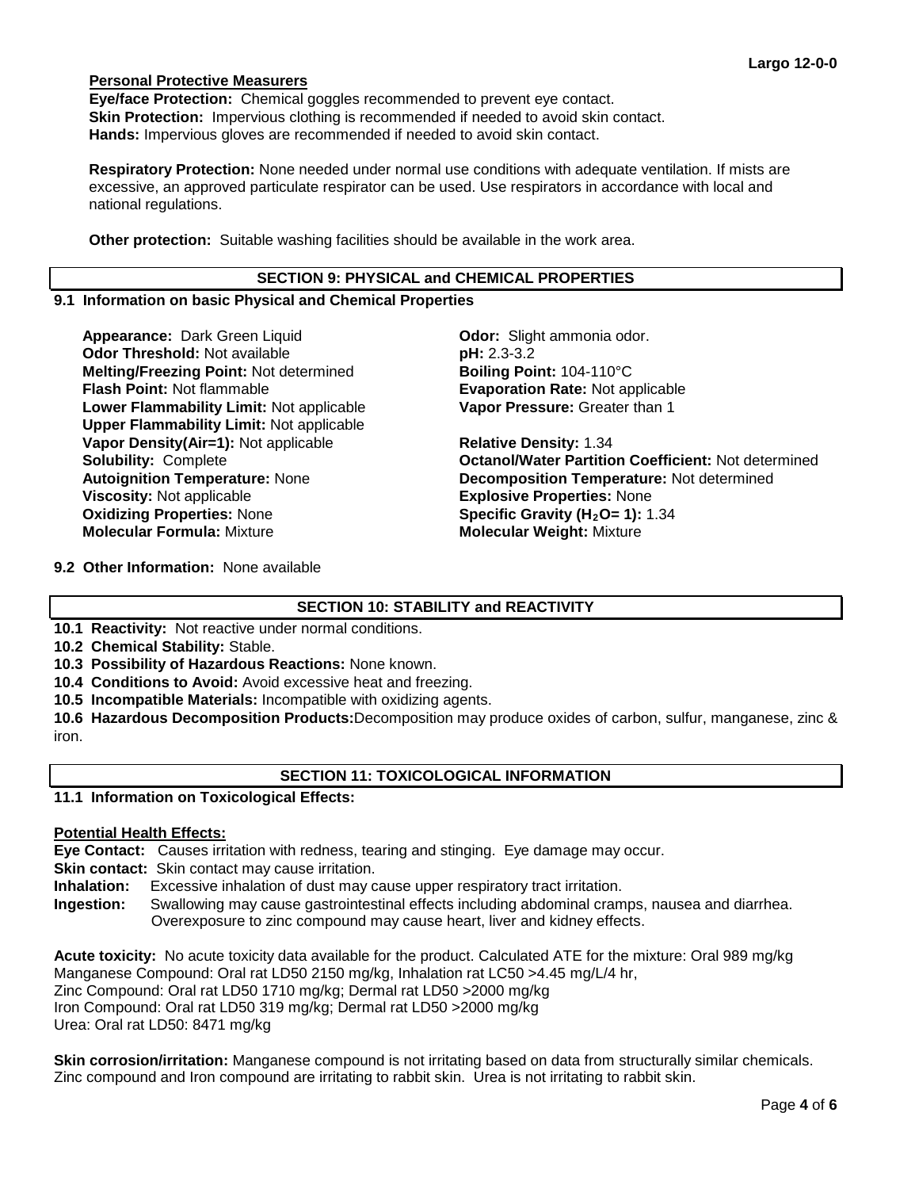**Personal Protective Measurers**

**Eye/face Protection:** Chemical goggles recommended to prevent eye contact.
**Skin Protection:** Impervious clothing is recommended if needed to avoid skin contact.
**Hands:** Impervious gloves are recommended if needed to avoid skin contact.

**Respiratory Protection:** None needed under normal use conditions with adequate ventilation. If mists are excessive, an approved particulate respirator can be used. Use respirators in accordance with local and national regulations.

**Other protection:** Suitable washing facilities should be available in the work area.

## SECTION 9: PHYSICAL and CHEMICAL PROPERTIES

### 9.1 Information on basic Physical and Chemical Properties

**Appearance:** Dark Green Liquid
**Odor:** Slight ammonia odor.
**Odor Threshold:** Not available
**pH:** 2.3-3.2
**Melting/Freezing Point:** Not determined
**Boiling Point:** 104-110°C
**Flash Point:** Not flammable
**Evaporation Rate:** Not applicable
**Lower Flammability Limit:** Not applicable
**Vapor Pressure:** Greater than 1
**Upper Flammability Limit:** Not applicable
**Vapor Density(Air=1):** Not applicable
**Relative Density:** 1.34
**Solubility:** Complete
**Octanol/Water Partition Coefficient:** Not determined
**Autoignition Temperature:** None
**Decomposition Temperature:** Not determined
**Viscosity:** Not applicable
**Explosive Properties:** None
**Oxidizing Properties:** None
**Specific Gravity ($H_2O$= 1):** 1.34
**Molecular Formula:** Mixture
**Molecular Weight:** Mixture

### 9.2 Other Information: None available

## SECTION 10: STABILITY and REACTIVITY

**10.1 Reactivity:** Not reactive under normal conditions.
**10.2 Chemical Stability:** Stable.
**10.3 Possibility of Hazardous Reactions:** None known.
**10.4 Conditions to Avoid:** Avoid excessive heat and freezing.
**10.5 Incompatible Materials:** Incompatible with oxidizing agents.
**10.6 Hazardous Decomposition Products:** Decomposition may produce oxides of carbon, sulfur, manganese, zinc & iron.

## SECTION 11: TOXICOLOGICAL INFORMATION

### 11.1 Information on Toxicological Effects:

**Potential Health Effects:**

**Eye Contact:** Causes irritation with redness, tearing and stinging. Eye damage may occur.
**Skin contact:** Skin contact may cause irritation.
**Inhalation:** Excessive inhalation of dust may cause upper respiratory tract irritation.
**Ingestion:** Swallowing may cause gastrointestinal effects including abdominal cramps, nausea and diarrhea. Overexposure to zinc compound may cause heart, liver and kidney effects.

**Acute toxicity:** No acute toxicity data available for the product. Calculated ATE for the mixture: Oral 989 mg/kg
Manganese Compound: Oral rat LD50 2150 mg/kg, Inhalation rat LC50 >4.45 mg/L/4 hr,
Zinc Compound: Oral rat LD50 1710 mg/kg; Dermal rat LD50 >2000 mg/kg
Iron Compound: Oral rat LD50 319 mg/kg; Dermal rat LD50 >2000 mg/kg
Urea: Oral rat LD50: 8471 mg/kg

**Skin corrosion/irritation:** Manganese compound is not irritating based on data from structurally similar chemicals. Zinc compound and Iron compound are irritating to rabbit skin. Urea is not irritating to rabbit skin.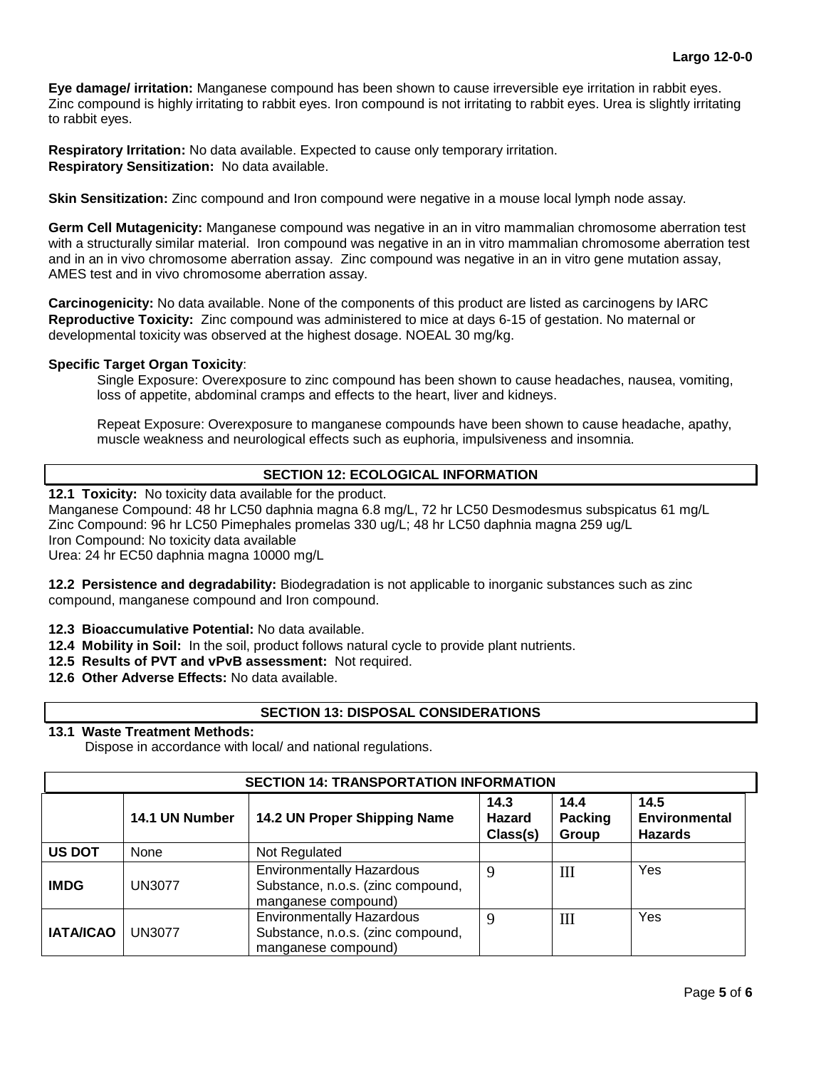**Eye damage/ irritation:** Manganese compound has been shown to cause irreversible eye irritation in rabbit eyes. Zinc compound is highly irritating to rabbit eyes. Iron compound is not irritating to rabbit eyes. Urea is slightly irritating to rabbit eyes.

**Respiratory Irritation:** No data available. Expected to cause only temporary irritation.
**Respiratory Sensitization:** No data available.

**Skin Sensitization:** Zinc compound and Iron compound were negative in a mouse local lymph node assay.

**Germ Cell Mutagenicity:** Manganese compound was negative in an in vitro mammalian chromosome aberration test with a structurally similar material. Iron compound was negative in an in vitro mammalian chromosome aberration test and in an in vivo chromosome aberration assay. Zinc compound was negative in an in vitro gene mutation assay, AMES test and in vivo chromosome aberration assay.

**Carcinogenicity:** No data available. None of the components of this product are listed as carcinogens by IARC
**Reproductive Toxicity:** Zinc compound was administered to mice at days 6-15 of gestation. No maternal or developmental toxicity was observed at the highest dosage. NOEAL 30 mg/kg.

**Specific Target Organ Toxicity**:

Single Exposure: Overexposure to zinc compound has been shown to cause headaches, nausea, vomiting, loss of appetite, abdominal cramps and effects to the heart, liver and kidneys.

Repeat Exposure: Overexposure to manganese compounds have been shown to cause headache, apathy, muscle weakness and neurological effects such as euphoria, impulsiveness and insomnia.

## SECTION 12: ECOLOGICAL INFORMATION

**12.1 Toxicity:** No toxicity data available for the product.
Manganese Compound: 48 hr LC50 daphnia magna 6.8 mg/L, 72 hr LC50 Desmodesmus subspicatus 61 mg/L
Zinc Compound: 96 hr LC50 Pimephales promelas 330 ug/L; 48 hr LC50 daphnia magna 259 ug/L
Iron Compound: No toxicity data available
Urea: 24 hr EC50 daphnia magna 10000 mg/L

**12.2 Persistence and degradability:** Biodegradation is not applicable to inorganic substances such as zinc compound, manganese compound and Iron compound.

**12.3 Bioaccumulative Potential:** No data available.
**12.4 Mobility in Soil:** In the soil, product follows natural cycle to provide plant nutrients.
**12.5 Results of PVT and vPvB assessment:** Not required.
**12.6 Other Adverse Effects:** No data available.

## SECTION 13: DISPOSAL CONSIDERATIONS

**13.1 Waste Treatment Methods:**
Dispose in accordance with local/ and national regulations.

## SECTION 14: TRANSPORTATION INFORMATION

| | 14.1 UN Number | 14.2 UN Proper Shipping Name | 14.3 Hazard Class(s) | 14.4 Packing Group | 14.5 Environmental Hazards |
|---|---|---|---|---|---|
| **US DOT** | None | Not Regulated | | | |
| **IMDG** | UN3077 | Environmentally Hazardous Substance, n.o.s. (zinc compound, manganese compound) | 9 | III | Yes |
| **IATA/ICAO** | UN3077 | Environmentally Hazardous Substance, n.o.s. (zinc compound, manganese compound) | 9 | III | Yes |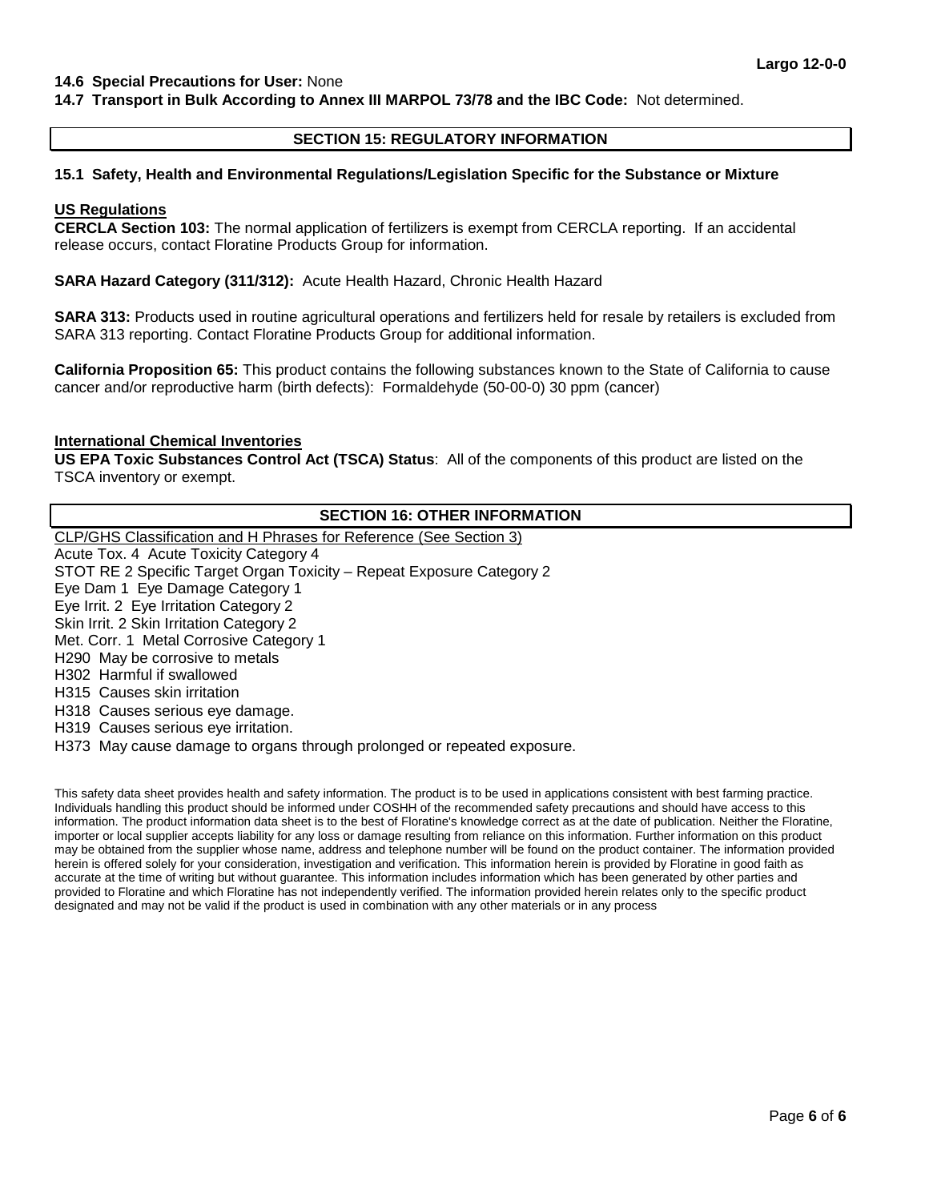**14.6 Special Precautions for User:** None

**14.7 Transport in Bulk According to Annex III MARPOL 73/78 and the IBC Code:** Not determined.

## SECTION 15: REGULATORY INFORMATION

### 15.1 Safety, Health and Environmental Regulations/Legislation Specific for the Substance or Mixture

**US Regulations**

**CERCLA Section 103:** The normal application of fertilizers is exempt from CERCLA reporting. If an accidental release occurs, contact Floratine Products Group for information.

**SARA Hazard Category (311/312):** Acute Health Hazard, Chronic Health Hazard

**SARA 313:** Products used in routine agricultural operations and fertilizers held for resale by retailers is excluded from SARA 313 reporting. Contact Floratine Products Group for additional information.

**California Proposition 65:** This product contains the following substances known to the State of California to cause cancer and/or reproductive harm (birth defects): Formaldehyde (50-00-0) 30 ppm (cancer)

**International Chemical Inventories**

**US EPA Toxic Substances Control Act (TSCA) Status**: All of the components of this product are listed on the TSCA inventory or exempt.

## SECTION 16: OTHER INFORMATION

CLP/GHS Classification and H Phrases for Reference (See Section 3)

Acute Tox. 4 Acute Toxicity Category 4
STOT RE 2 Specific Target Organ Toxicity – Repeat Exposure Category 2
Eye Dam 1 Eye Damage Category 1
Eye Irrit. 2 Eye Irritation Category 2
Skin Irrit. 2 Skin Irritation Category 2
Met. Corr. 1 Metal Corrosive Category 1
H290 May be corrosive to metals
H302 Harmful if swallowed
H315 Causes skin irritation
H318 Causes serious eye damage.
H319 Causes serious eye irritation.
H373 May cause damage to organs through prolonged or repeated exposure.

This safety data sheet provides health and safety information. The product is to be used in applications consistent with best farming practice. Individuals handling this product should be informed under COSHH of the recommended safety precautions and should have access to this information. The product information data sheet is to the best of Floratine's knowledge correct as at the date of publication. Neither the Floratine, importer or local supplier accepts liability for any loss or damage resulting from reliance on this information. Further information on this product may be obtained from the supplier whose name, address and telephone number will be found on the product container. The information provided herein is offered solely for your consideration, investigation and verification. This information herein is provided by Floratine in good faith as accurate at the time of writing but without guarantee. This information includes information which has been generated by other parties and provided to Floratine and which Floratine has not independently verified. The information provided herein relates only to the specific product designated and may not be valid if the product is used in combination with any other materials or in any process